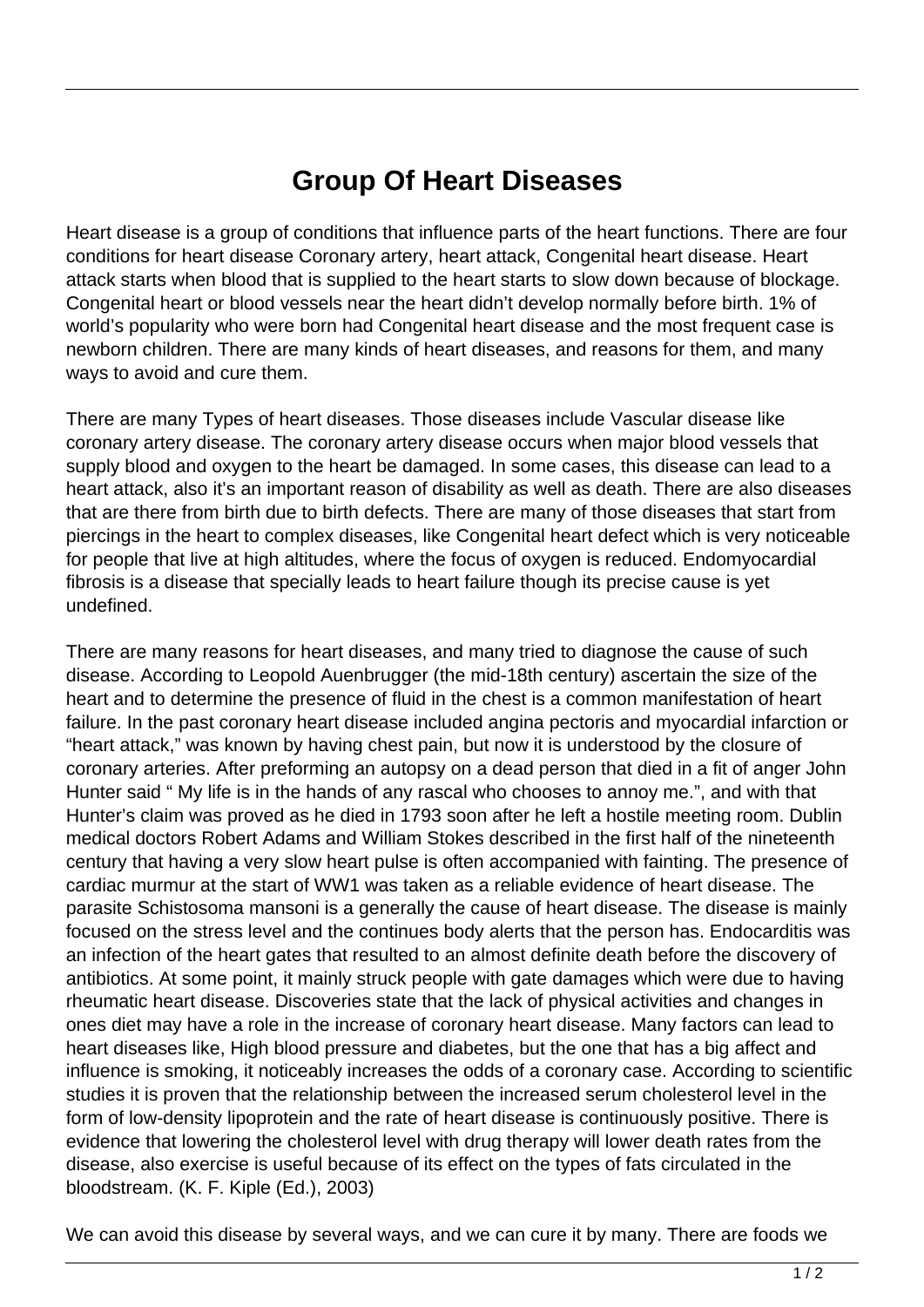# Group Of Heart Diseases

Heart disease is a group of conditions that influence parts of the heart functions. There are four conditions for heart disease Coronary artery, heart attack, Congenital heart disease. Heart attack starts when blood that is supplied to the heart starts to slow down because of blockage. Congenital heart or blood vessels near the heart didn't develop normally before birth. 1% of world's popularity who were born had Congenital heart disease and the most frequent case is newborn children. There are many kinds of heart diseases, and reasons for them, and many ways to avoid and cure them.

There are many Types of heart diseases. Those diseases include Vascular disease like coronary artery disease. The coronary artery disease occurs when major blood vessels that supply blood and oxygen to the heart be damaged. In some cases, this disease can lead to a heart attack, also it's an important reason of disability as well as death. There are also diseases that are there from birth due to birth defects. There are many of those diseases that start from piercings in the heart to complex diseases, like Congenital heart defect which is very noticeable for people that live at high altitudes, where the focus of oxygen is reduced. Endomyocardial fibrosis is a disease that specially leads to heart failure though its precise cause is yet undefined.

There are many reasons for heart diseases, and many tried to diagnose the cause of such disease. According to Leopold Auenbrugger (the mid-18th century) ascertain the size of the heart and to determine the presence of fluid in the chest is a common manifestation of heart failure. In the past coronary heart disease included angina pectoris and myocardial infarction or "heart attack," was known by having chest pain, but now it is understood by the closure of coronary arteries. After preforming an autopsy on a dead person that died in a fit of anger John Hunter said " My life is in the hands of any rascal who chooses to annoy me.", and with that Hunter's claim was proved as he died in 1793 soon after he left a hostile meeting room. Dublin medical doctors Robert Adams and William Stokes described in the first half of the nineteenth century that having a very slow heart pulse is often accompanied with fainting. The presence of cardiac murmur at the start of WW1 was taken as a reliable evidence of heart disease. The parasite Schistosoma mansoni is a generally the cause of heart disease. The disease is mainly focused on the stress level and the continues body alerts that the person has. Endocarditis was an infection of the heart gates that resulted to an almost definite death before the discovery of antibiotics. At some point, it mainly struck people with gate damages which were due to having rheumatic heart disease. Discoveries state that the lack of physical activities and changes in ones diet may have a role in the increase of coronary heart disease. Many factors can lead to heart diseases like, High blood pressure and diabetes, but the one that has a big affect and influence is smoking, it noticeably increases the odds of a coronary case. According to scientific studies it is proven that the relationship between the increased serum cholesterol level in the form of low-density lipoprotein and the rate of heart disease is continuously positive. There is evidence that lowering the cholesterol level with drug therapy will lower death rates from the disease, also exercise is useful because of its effect on the types of fats circulated in the bloodstream. (K. F. Kiple (Ed.), 2003)

We can avoid this disease by several ways, and we can cure it by many. There are foods we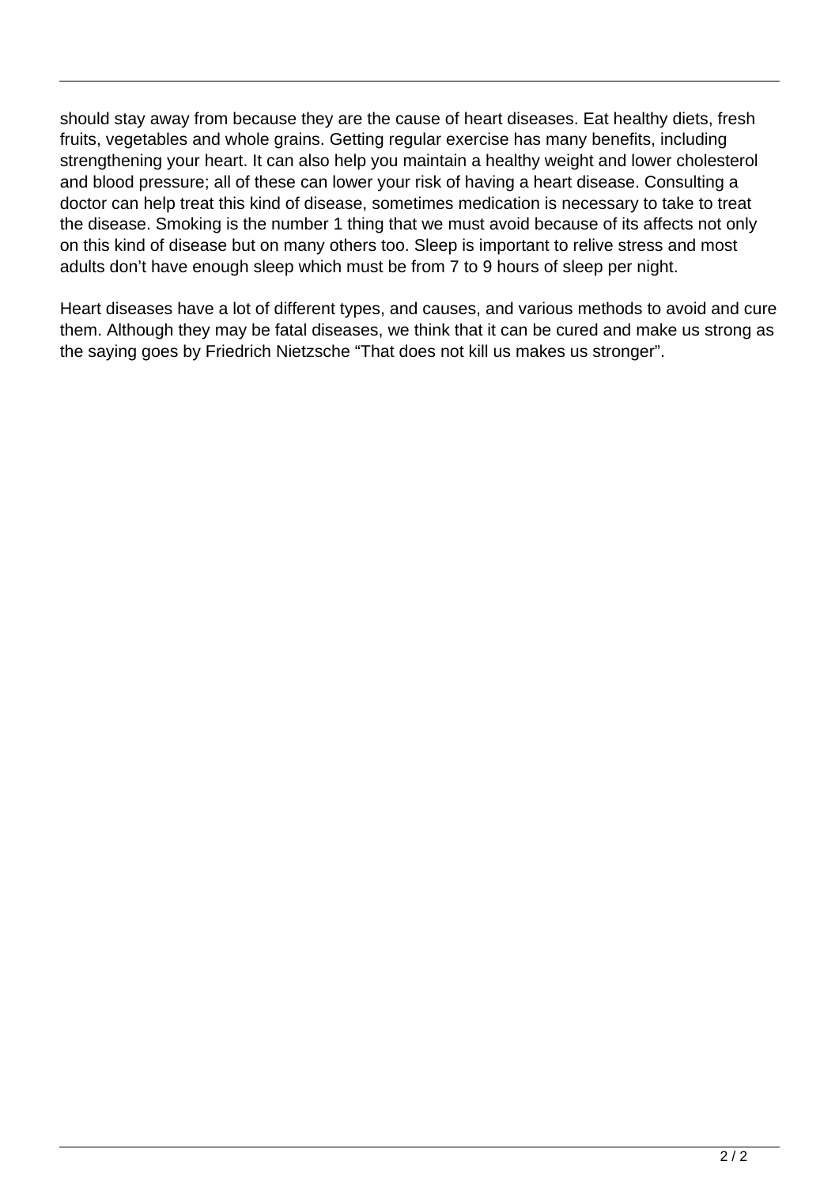should stay away from because they are the cause of heart diseases. Eat healthy diets, fresh fruits, vegetables and whole grains. Getting regular exercise has many benefits, including strengthening your heart. It can also help you maintain a healthy weight and lower cholesterol and blood pressure; all of these can lower your risk of having a heart disease. Consulting a doctor can help treat this kind of disease, sometimes medication is necessary to take to treat the disease. Smoking is the number 1 thing that we must avoid because of its affects not only on this kind of disease but on many others too. Sleep is important to relive stress and most adults don't have enough sleep which must be from 7 to 9 hours of sleep per night.

Heart diseases have a lot of different types, and causes, and various methods to avoid and cure them. Although they may be fatal diseases, we think that it can be cured and make us strong as the saying goes by Friedrich Nietzsche "That does not kill us makes us stronger".